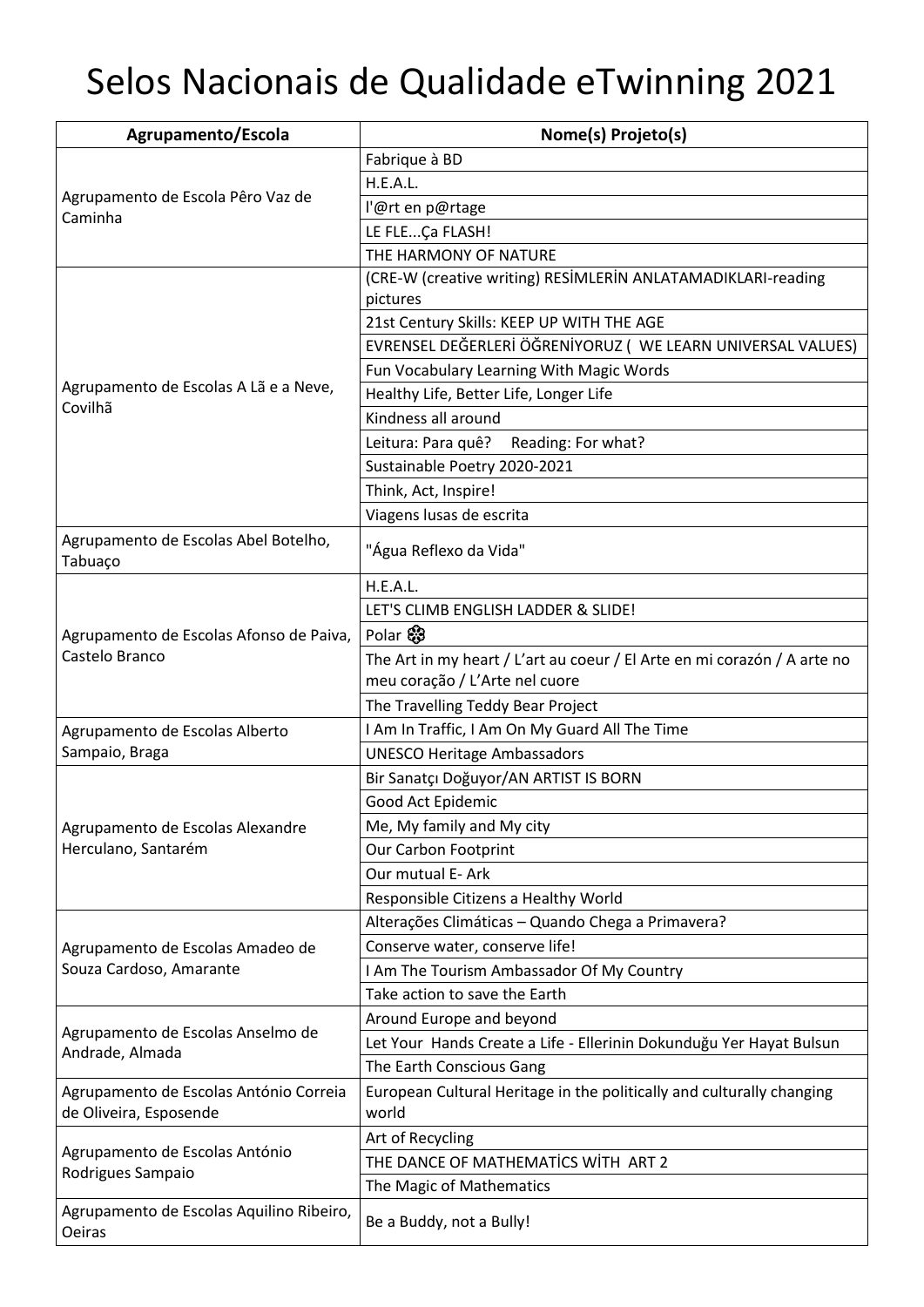# Selos Nacionais de Qualidade eTwinning 2021

| Agrupamento/Escola | Nome(s) Projeto(s) |
|---|---|
| Agrupamento de Escola Pêro Vaz de Caminha | Fabrique à BD |
| | H.E.A.L. |
| | l'@rt en p@rtage |
| | LE FLE...Ça FLASH! |
| | THE HARMONY OF NATURE |
| Agrupamento de Escolas A Lã e a Neve, Covilhã | (CRE-W (creative writing) RESİMLERİN ANLATAMADIKLARI-reading pictures |
| | 21st Century Skills: KEEP UP WITH THE AGE |
| | EVRENSEL DEĞERLERİ ÖĞRENİYORUZ ( WE LEARN UNIVERSAL VALUES) |
| | Fun Vocabulary Learning With Magic Words |
| | Healthy Life, Better Life, Longer Life |
| | Kindness all around |
| | Leitura: Para quê? Reading: For what? |
| | Sustainable Poetry 2020-2021 |
| | Think, Act, Inspire! |
| | Viagens lusas de escrita |
| Agrupamento de Escolas Abel Botelho, Tabuaço | "Água Reflexo da Vida" |
| Agrupamento de Escolas Afonso de Paiva, Castelo Branco | H.E.A.L. |
| | LET'S CLIMB ENGLISH LADDER & SLIDE! |
| | Polar ❄ |
| | The Art in my heart / L'art au coeur / El Arte en mi corazón / A arte no meu coração / L'Arte nel cuore |
| | The Travelling Teddy Bear Project |
| Agrupamento de Escolas Alberto Sampaio, Braga | I Am In Traffic, I Am On My Guard All The Time |
| | UNESCO Heritage Ambassadors |
| Agrupamento de Escolas Alexandre Herculano, Santarém | Bir Sanatçı Doğuyor/AN ARTIST IS BORN |
| | Good Act Epidemic |
| | Me, My family and My city |
| | Our Carbon Footprint |
| | Our mutual E- Ark |
| | Responsible Citizens a Healthy World |
| Agrupamento de Escolas Amadeo de Souza Cardoso, Amarante | Alterações Climáticas – Quando Chega a Primavera? |
| | Conserve water, conserve life! |
| | I Am The Tourism Ambassador Of My Country |
| | Take action to save the Earth |
| Agrupamento de Escolas Anselmo de Andrade, Almada | Around Europe and beyond |
| | Let Your Hands Create a Life - Ellerinin Dokunduğu Yer Hayat Bulsun |
| | The Earth Conscious Gang |
| Agrupamento de Escolas António Correia de Oliveira, Esposende | European Cultural Heritage in the politically and culturally changing world |
| Agrupamento de Escolas António Rodrigues Sampaio | Art of Recycling |
| | THE DANCE OF MATHEMATİCS WİTH ART 2 |
| | The Magic of Mathematics |
| Agrupamento de Escolas Aquilino Ribeiro, Oeiras | Be a Buddy, not a Bully! |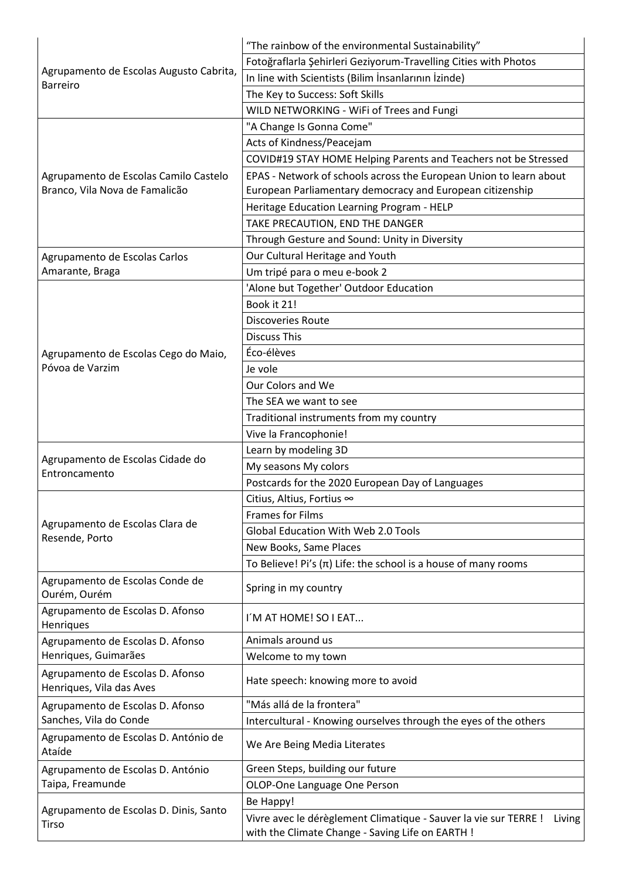| | |
|---|---|
| Agrupamento de Escolas Augusto Cabrita, Barreiro | “The rainbow of the environmental Sustainability” |
| | Fotoğraflarla Şehirleri Geziyorum-Travelling Cities with Photos |
| | In line with Scientists (Bilim İnsanlarının İzinde) |
| | The Key to Success: Soft Skills |
| | WILD NETWORKING - WiFi of Trees and Fungi |
| Agrupamento de Escolas Camilo Castelo Branco, Vila Nova de Famalicão | "A Change Is Gonna Come" |
| | Acts of Kindness/Peacejam |
| | COVID#19 STAY HOME Helping Parents and Teachers not be Stressed |
| | EPAS - Network of schools across the European Union to learn about European Parliamentary democracy and European citizenship |
| | Heritage Education Learning Program - HELP |
| | TAKE PRECAUTION, END THE DANGER |
| | Through Gesture and Sound: Unity in Diversity |
| Agrupamento de Escolas Carlos Amarante, Braga | Our Cultural Heritage and Youth |
| | Um tripé para o meu e-book 2 |
| Agrupamento de Escolas Cego do Maio, Póvoa de Varzim | 'Alone but Together' Outdoor Education |
| | Book it 21! |
| | Discoveries Route |
| | Discuss This |
| | Éco-élèves |
| | Je vole |
| | Our Colors and We |
| | The SEA we want to see |
| | Traditional instruments from my country |
| | Vive la Francophonie! |
| Agrupamento de Escolas Cidade do Entroncamento | Learn by modeling 3D |
| | My seasons My colors |
| | Postcards for the 2020 European Day of Languages |
| Agrupamento de Escolas Clara de Resende, Porto | Citius, Altius, Fortius ∞ |
| | Frames for Films |
| | Global Education With Web 2.0 Tools |
| | New Books, Same Places |
| | To Believe! Pi's (π) Life: the school is a house of many rooms |
| Agrupamento de Escolas Conde de Ourém, Ourém | Spring in my country |
| Agrupamento de Escolas D. Afonso Henriques | I´M AT HOME! SO I EAT... |
| Agrupamento de Escolas D. Afonso Henriques, Guimarães | Animals around us |
| | Welcome to my town |
| Agrupamento de Escolas D. Afonso Henriques, Vila das Aves | Hate speech: knowing more to avoid |
| Agrupamento de Escolas D. Afonso Sanches, Vila do Conde | "Más allá de la frontera" |
| | Intercultural - Knowing ourselves through the eyes of the others |
| Agrupamento de Escolas D. António de Ataíde | We Are Being Media Literates |
| Agrupamento de Escolas D. António Taipa, Freamunde | Green Steps, building our future |
| | OLOP-One Language One Person |
| Agrupamento de Escolas D. Dinis, Santo Tirso | Be Happy! |
| | Vivre avec le dérèglement Climatique - Sauver la vie sur TERRE ! Living with the Climate Change - Saving Life on EARTH ! |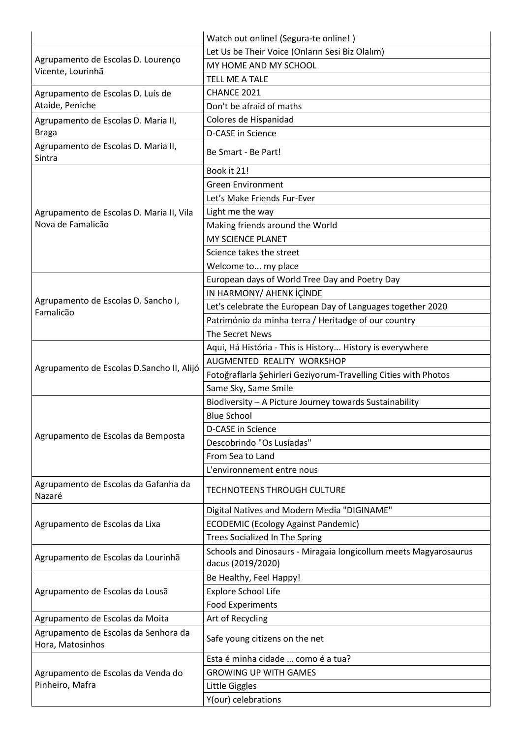| | |
|---|---|
| | Watch out online! (Segura-te online! ) |
| Agrupamento de Escolas D. Lourenço Vicente, Lourinhã | Let Us be Their Voice (Onların Sesi Biz Olalım) |
| | MY HOME AND MY SCHOOL |
| | TELL ME A TALE |
| Agrupamento de Escolas D. Luís de Ataíde, Peniche | CHANCE 2021 |
| | Don't be afraid of maths |
| Agrupamento de Escolas D. Maria II, Braga | Colores de Hispanidad |
| | D-CASE in Science |
| Agrupamento de Escolas D. Maria II, Sintra | Be Smart - Be Part! |
| Agrupamento de Escolas D. Maria II, Vila Nova de Famalicão | Book it 21! |
| | Green Environment |
| | Let's Make Friends Fur-Ever |
| | Light me the way |
| | Making friends around the World |
| | MY SCIENCE PLANET |
| | Science takes the street |
| | Welcome to... my place |
| Agrupamento de Escolas D. Sancho I, Famalicão | European days of World Tree Day and Poetry Day |
| | IN HARMONY/ AHENK İÇİNDE |
| | Let's celebrate the European Day of Languages together 2020 |
| | Património da minha terra / Heritadge of our country |
| | The Secret News |
| Agrupamento de Escolas D.Sancho II, Alijó | Aqui, Há História - This is History... History is everywhere |
| | AUGMENTED REALITY WORKSHOP |
| | Fotoğraflarla Şehirleri Geziyorum-Travelling Cities with Photos |
| | Same Sky, Same Smile |
| Agrupamento de Escolas da Bemposta | Biodiversity – A Picture Journey towards Sustainability |
| | Blue School |
| | D-CASE in Science |
| | Descobrindo "Os Lusíadas" |
| | From Sea to Land |
| | L'environnement entre nous |
| Agrupamento de Escolas da Gafanha da Nazaré | TECHNOTEENS THROUGH CULTURE |
| Agrupamento de Escolas da Lixa | Digital Natives and Modern Media "DIGINAME" |
| | ECODEMIC (Ecology Against Pandemic) |
| | Trees Socialized In The Spring |
| Agrupamento de Escolas da Lourinhã | Schools and Dinosaurs - Miragaia longicollum meets Magyarosaurus dacus (2019/2020) |
| Agrupamento de Escolas da Lousã | Be Healthy, Feel Happy! |
| | Explore School Life |
| | Food Experiments |
| Agrupamento de Escolas da Moita | Art of Recycling |
| Agrupamento de Escolas da Senhora da Hora, Matosinhos | Safe young citizens on the net |
| Agrupamento de Escolas da Venda do Pinheiro, Mafra | Esta é minha cidade … como é a tua? |
| | GROWING UP WITH GAMES |
| | Little Giggles |
| | Y(our) celebrations |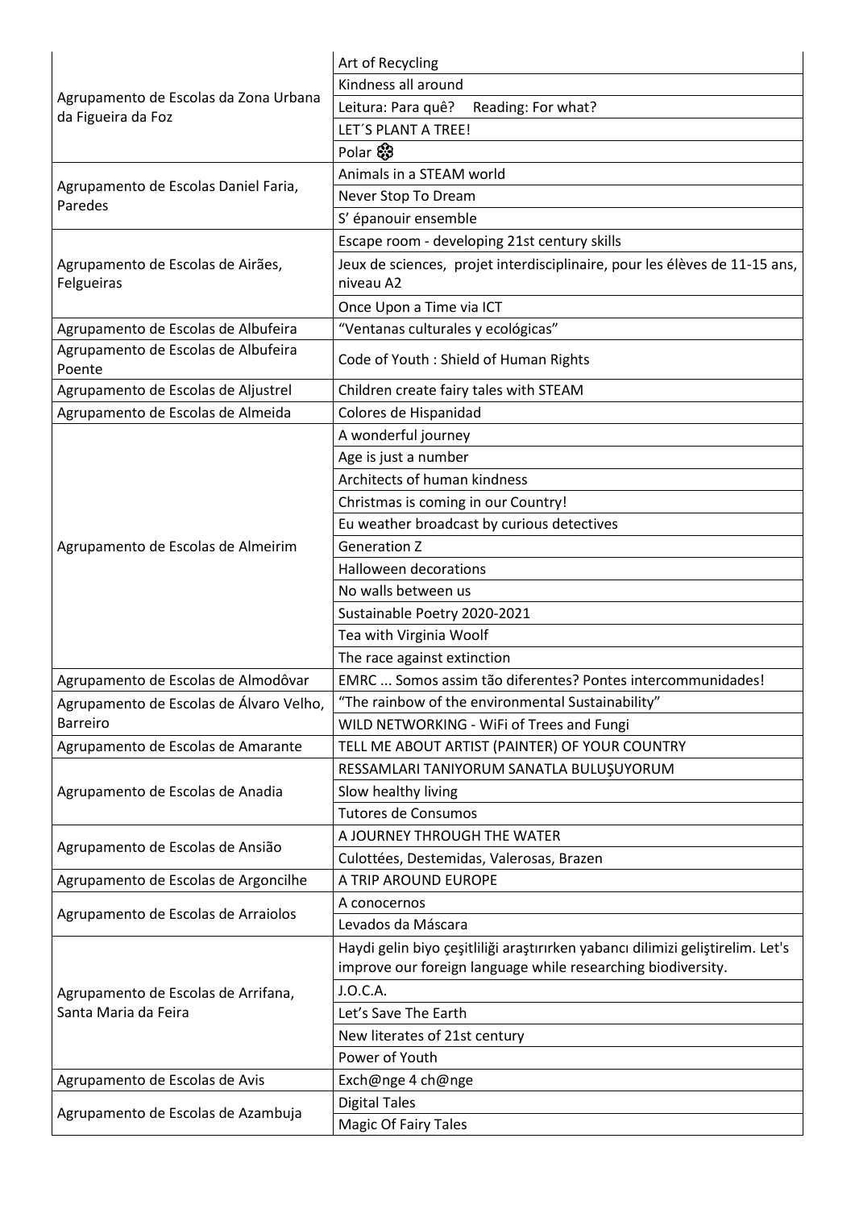| | |
|---|---|
| Agrupamento de Escolas da Zona Urbana da Figueira da Foz | Art of Recycling |
| | Kindness all around |
| | Leitura: Para quê? Reading: For what? |
| | LET´S PLANT A TREE! |
| | Polar ❆ |
| Agrupamento de Escolas Daniel Faria, Paredes | Animals in a STEAM world |
| | Never Stop To Dream |
| | S' épanouir ensemble |
| Agrupamento de Escolas de Airães, Felgueiras | Escape room - developing 21st century skills |
| | Jeux de sciences, projet interdisciplinaire, pour les élèves de 11-15 ans, niveau A2 |
| | Once Upon a Time via ICT |
| Agrupamento de Escolas de Albufeira | "Ventanas culturales y ecológicas" |
| Agrupamento de Escolas de Albufeira Poente | Code of Youth : Shield of Human Rights |
| Agrupamento de Escolas de Aljustrel | Children create fairy tales with STEAM |
| Agrupamento de Escolas de Almeida | Colores de Hispanidad |
| Agrupamento de Escolas de Almeirim | A wonderful journey |
| | Age is just a number |
| | Architects of human kindness |
| | Christmas is coming in our Country! |
| | Eu weather broadcast by curious detectives |
| | Generation Z |
| | Halloween decorations |
| | No walls between us |
| | Sustainable Poetry 2020-2021 |
| | Tea with Virginia Woolf |
| | The race against extinction |
| Agrupamento de Escolas de Almodôvar | EMRC ... Somos assim tão diferentes? Pontes intercommunidades! |
| Agrupamento de Escolas de Álvaro Velho, Barreiro | "The rainbow of the environmental Sustainability" |
| | WILD NETWORKING - WiFi of Trees and Fungi |
| Agrupamento de Escolas de Amarante | TELL ME ABOUT ARTIST (PAINTER) OF YOUR COUNTRY |
| Agrupamento de Escolas de Anadia | RESSAMLARI TANIYORUM SANATLA BULUŞUYORUM |
| | Slow healthy living |
| | Tutores de Consumos |
| Agrupamento de Escolas de Ansião | A JOURNEY THROUGH THE WATER |
| | Culottées, Destemidas, Valerosas, Brazen |
| Agrupamento de Escolas de Argoncilhe | A TRIP AROUND EUROPE |
| Agrupamento de Escolas de Arraiolos | A conocernos |
| | Levados da Máscara |
| Agrupamento de Escolas de Arrifana, Santa Maria da Feira | Haydi gelin biyo çeşitliliği araştırırken yabancı dilimizi geliştirelim. Let's improve our foreign language while researching biodiversity. |
| | J.O.C.A. |
| | Let's Save The Earth |
| | New literates of 21st century |
| | Power of Youth |
| Agrupamento de Escolas de Avis | Exch@nge 4 ch@nge |
| Agrupamento de Escolas de Azambuja | Digital Tales |
| | Magic Of Fairy Tales |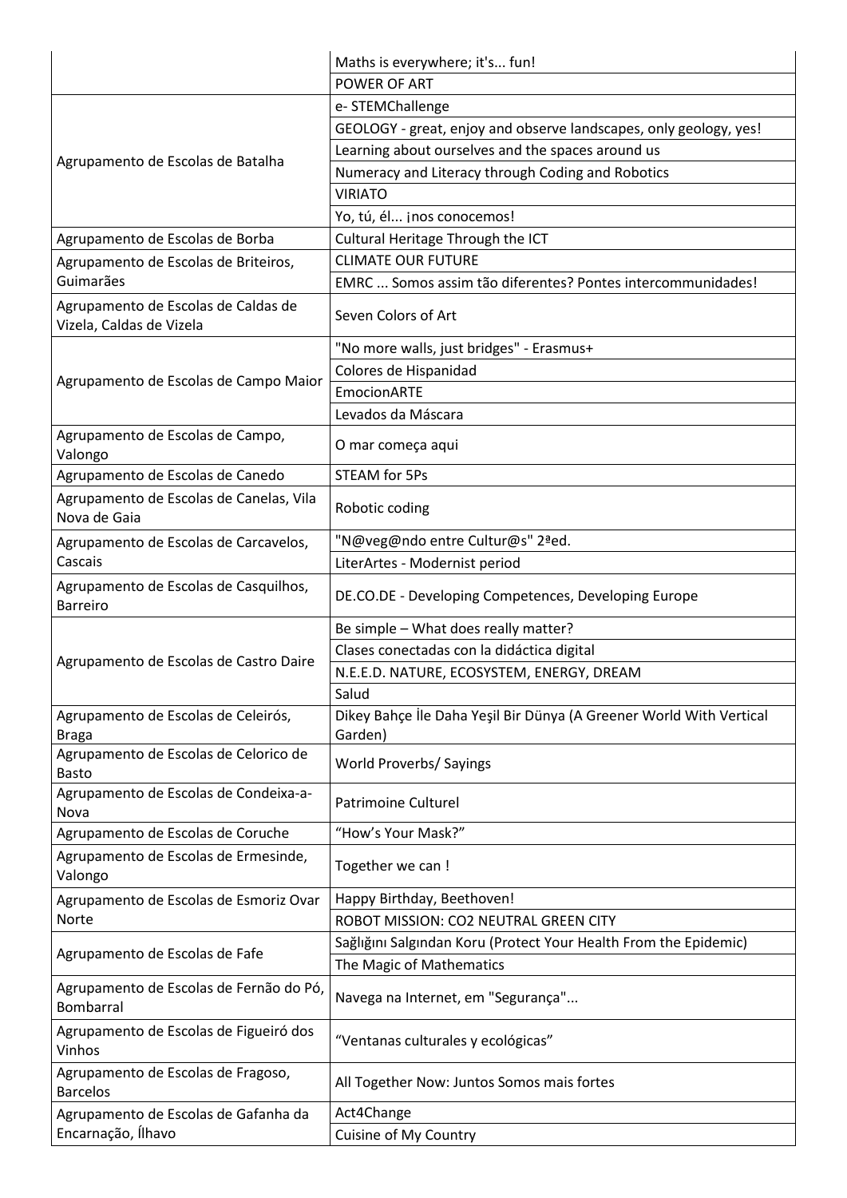| | |
|---|---|
| | Maths is everywhere; it's... fun! |
| | POWER OF ART |
| Agrupamento de Escolas de Batalha | e- STEMChallenge |
| | GEOLOGY - great, enjoy and observe landscapes, only geology, yes! |
| | Learning about ourselves and the spaces around us |
| | Numeracy and Literacy through Coding and Robotics |
| | VIRIATO |
| | Yo, tú, él... ¡nos conocemos! |
| Agrupamento de Escolas de Borba | Cultural Heritage Through the ICT |
| Agrupamento de Escolas de Briteiros, Guimarães | CLIMATE OUR FUTURE |
| | EMRC ... Somos assim tão diferentes? Pontes intercommunidades! |
| Agrupamento de Escolas de Caldas de Vizela, Caldas de Vizela | Seven Colors of Art |
| Agrupamento de Escolas de Campo Maior | "No more walls, just bridges" - Erasmus+ |
| | Colores de Hispanidad |
| | EmocionARTE |
| | Levados da Máscara |
| Agrupamento de Escolas de Campo, Valongo | O mar começa aqui |
| Agrupamento de Escolas de Canedo | STEAM for 5Ps |
| Agrupamento de Escolas de Canelas, Vila Nova de Gaia | Robotic coding |
| Agrupamento de Escolas de Carcavelos, Cascais | "N@veg@ndo entre Cultur@s" 2ªed. |
| | LiterArtes - Modernist period |
| Agrupamento de Escolas de Casquilhos, Barreiro | DE.CO.DE - Developing Competences, Developing Europe |
| Agrupamento de Escolas de Castro Daire | Be simple – What does really matter? |
| | Clases conectadas con la didáctica digital |
| | N.E.E.D. NATURE, ECOSYSTEM, ENERGY, DREAM |
| | Salud |
| Agrupamento de Escolas de Celeirós, Braga | Dikey Bahçe İle Daha Yeşil Bir Dünya (A Greener World With Vertical Garden) |
| Agrupamento de Escolas de Celorico de Basto | World Proverbs/ Sayings |
| Agrupamento de Escolas de Condeixa-a-Nova | Patrimoine Culturel |
| Agrupamento de Escolas de Coruche | "How's Your Mask?" |
| Agrupamento de Escolas de Ermesinde, Valongo | Together we can ! |
| Agrupamento de Escolas de Esmoriz Ovar Norte | Happy Birthday, Beethoven! |
| | ROBOT MISSION: CO2 NEUTRAL GREEN CITY |
| Agrupamento de Escolas de Fafe | Sağlığını Salgından Koru (Protect Your Health From the Epidemic) |
| | The Magic of Mathematics |
| Agrupamento de Escolas de Fernão do Pó, Bombarral | Navega na Internet, em "Segurança"... |
| Agrupamento de Escolas de Figueiró dos Vinhos | "Ventanas culturales y ecológicas" |
| Agrupamento de Escolas de Fragoso, Barcelos | All Together Now: Juntos Somos mais fortes |
| Agrupamento de Escolas de Gafanha da Encarnação, Ílhavo | Act4Change |
| | Cuisine of My Country |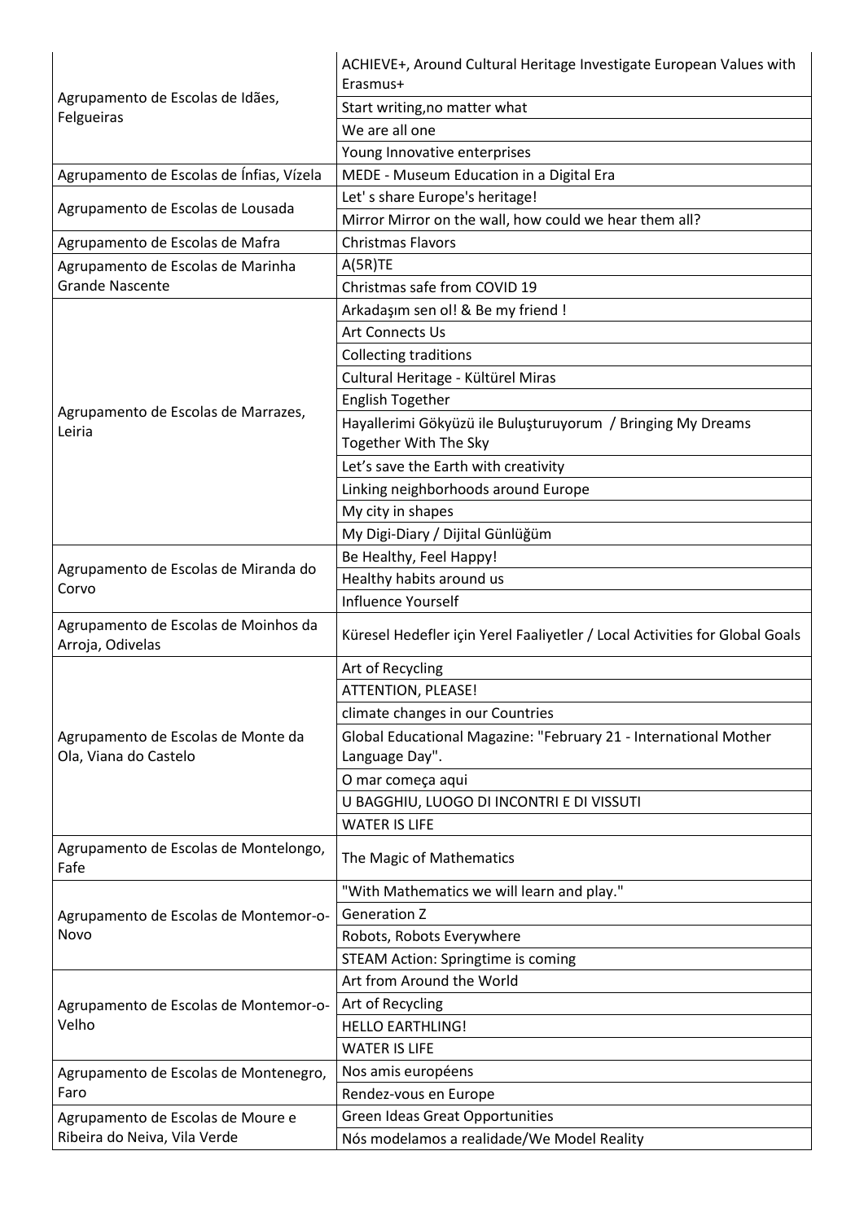| | |
|---|---|
| Agrupamento de Escolas de Idães, Felgueiras | ACHIEVE+, Around Cultural Heritage Investigate European Values with Erasmus+ |
| | Start writing,no matter what |
| | We are all one |
| | Young Innovative enterprises |
| Agrupamento de Escolas de Ínfias, Vízela | MEDE - Museum Education in a Digital Era |
| Agrupamento de Escolas de Lousada | Let' s share Europe's heritage! |
| | Mirror Mirror on the wall, how could we hear them all? |
| Agrupamento de Escolas de Mafra | Christmas Flavors |
| Agrupamento de Escolas de Marinha Grande Nascente | A(5R)TE |
| | Christmas safe from COVID 19 |
| Agrupamento de Escolas de Marrazes, Leiria | Arkadaşım sen ol! & Be my friend ! |
| | Art Connects Us |
| | Collecting traditions |
| | Cultural Heritage - Kültürel Miras |
| | English Together |
| | Hayallerimi Gökyüzü ile Buluşturuyorum / Bringing My Dreams Together With The Sky |
| | Let's save the Earth with creativity |
| | Linking neighborhoods around Europe |
| | My city in shapes |
| | My Digi-Diary / Dijital Günlüğüm |
| Agrupamento de Escolas de Miranda do Corvo | Be Healthy, Feel Happy! |
| | Healthy habits around us |
| | Influence Yourself |
| Agrupamento de Escolas de Moinhos da Arroja, Odivelas | Küresel Hedefler için Yerel Faaliyetler / Local Activities for Global Goals |
| Agrupamento de Escolas de Monte da Ola, Viana do Castelo | Art of Recycling |
| | ATTENTION, PLEASE! |
| | climate changes in our Countries |
| | Global Educational Magazine: "February 21 - International Mother Language Day". |
| | O mar começa aqui |
| | U BAGGHIU, LUOGO DI INCONTRI E DI VISSUTI |
| | WATER IS LIFE |
| Agrupamento de Escolas de Montelongo, Fafe | The Magic of Mathematics |
| Agrupamento de Escolas de Montemor-o-Novo | "With Mathematics we will learn and play." |
| | Generation Z |
| | Robots, Robots Everywhere |
| | STEAM Action: Springtime is coming |
| Agrupamento de Escolas de Montemor-o-Velho | Art from Around the World |
| | Art of Recycling |
| | HELLO EARTHLING! |
| | WATER IS LIFE |
| Agrupamento de Escolas de Montenegro, Faro | Nos amis européens |
| | Rendez-vous en Europe |
| Agrupamento de Escolas de Moure e Ribeira do Neiva, Vila Verde | Green Ideas Great Opportunities |
| | Nós modelamos a realidade/We Model Reality |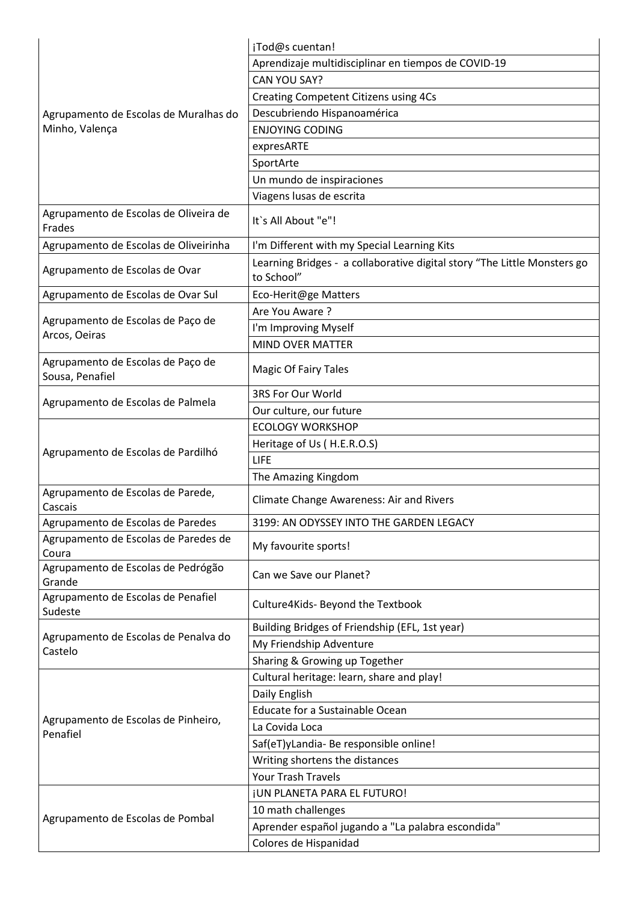| | |
|---|---|
| Agrupamento de Escolas de Muralhas do Minho, Valença | ¡Tod@s cuentan! |
| | Aprendizaje multidisciplinar en tiempos de COVID-19 |
| | CAN YOU SAY? |
| | Creating Competent Citizens using 4Cs |
| | Descubriendo Hispanoamérica |
| | ENJOYING CODING |
| | expresARTE |
| | SportArte |
| | Un mundo de inspiraciones |
| | Viagens lusas de escrita |
| Agrupamento de Escolas de Oliveira de Frades | It`s All About "e"! |
| Agrupamento de Escolas de Oliveirinha | I'm Different with my Special Learning Kits |
| Agrupamento de Escolas de Ovar | Learning Bridges - a collaborative digital story “The Little Monsters go to School” |
| Agrupamento de Escolas de Ovar Sul | Eco-Herit@ge Matters |
| Agrupamento de Escolas de Paço de Arcos, Oeiras | Are You Aware ? |
| | I'm Improving Myself |
| | MIND OVER MATTER |
| Agrupamento de Escolas de Paço de Sousa, Penafiel | Magic Of Fairy Tales |
| Agrupamento de Escolas de Palmela | 3RS For Our World |
| | Our culture, our future |
| Agrupamento de Escolas de Pardilhó | ECOLOGY WORKSHOP |
| | Heritage of Us ( H.E.R.O.S) |
| | LIFE |
| | The Amazing Kingdom |
| Agrupamento de Escolas de Parede, Cascais | Climate Change Awareness: Air and Rivers |
| Agrupamento de Escolas de Paredes | 3199: AN ODYSSEY INTO THE GARDEN LEGACY |
| Agrupamento de Escolas de Paredes de Coura | My favourite sports! |
| Agrupamento de Escolas de Pedrógão Grande | Can we Save our Planet? |
| Agrupamento de Escolas de Penafiel Sudeste | Culture4Kids- Beyond the Textbook |
| Agrupamento de Escolas de Penalva do Castelo | Building Bridges of Friendship (EFL, 1st year) |
| | My Friendship Adventure |
| | Sharing & Growing up Together |
| Agrupamento de Escolas de Pinheiro, Penafiel | Cultural heritage: learn, share and play! |
| | Daily English |
| | Educate for a Sustainable Ocean |
| | La Covida Loca |
| | Saf(eT)yLandia- Be responsible online! |
| | Writing shortens the distances |
| | Your Trash Travels |
| Agrupamento de Escolas de Pombal | ¡UN PLANETA PARA EL FUTURO! |
| | 10 math challenges |
| | Aprender español jugando a "La palabra escondida" |
| | Colores de Hispanidad |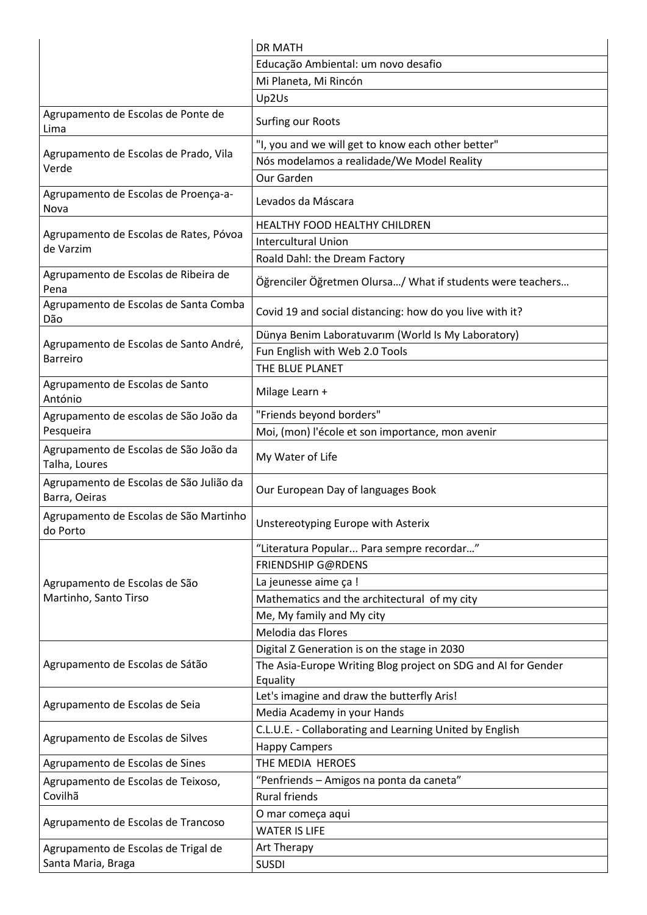| | |
|---|---|
| | DR MATH |
| | Educação Ambiental: um novo desafio |
| | Mi Planeta, Mi Rincón |
| | Up2Us |
| Agrupamento de Escolas de Ponte de Lima | Surfing our Roots |
| Agrupamento de Escolas de Prado, Vila Verde | "I, you and we will get to know each other better" |
| | Nós modelamos a realidade/We Model Reality |
| | Our Garden |
| Agrupamento de Escolas de Proença-a-Nova | Levados da Máscara |
| Agrupamento de Escolas de Rates, Póvoa de Varzim | HEALTHY FOOD HEALTHY CHILDREN |
| | Intercultural Union |
| | Roald Dahl: the Dream Factory |
| Agrupamento de Escolas de Ribeira de Pena | Öğrenciler Öğretmen Olursa…/ What if students were teachers… |
| Agrupamento de Escolas de Santa Comba Dão | Covid 19 and social distancing: how do you live with it? |
| Agrupamento de Escolas de Santo André, Barreiro | Dünya Benim Laboratuvarım (World Is My Laboratory) |
| | Fun English with Web 2.0 Tools |
| | THE BLUE PLANET |
| Agrupamento de Escolas de Santo António | Milage Learn + |
| Agrupamento de escolas de São João da Pesqueira | "Friends beyond borders" |
| | Moi, (mon) l'école et son importance, mon avenir |
| Agrupamento de Escolas de São João da Talha, Loures | My Water of Life |
| Agrupamento de Escolas de São Julião da Barra, Oeiras | Our European Day of languages Book |
| Agrupamento de Escolas de São Martinho do Porto | Unstereotyping Europe with Asterix |
| Agrupamento de Escolas de São Martinho, Santo Tirso | "Literatura Popular... Para sempre recordar…" |
| | FRIENDSHIP G@RDENS |
| | La jeunesse aime ça ! |
| | Mathematics and the architectural of my city |
| | Me, My family and My city |
| | Melodia das Flores |
| Agrupamento de Escolas de Sátão | Digital Z Generation is on the stage in 2030 |
| | The Asia-Europe Writing Blog project on SDG and AI for Gender Equality |
| Agrupamento de Escolas de Seia | Let's imagine and draw the butterfly Aris! |
| | Media Academy in your Hands |
| Agrupamento de Escolas de Silves | C.L.U.E. - Collaborating and Learning United by English |
| | Happy Campers |
| Agrupamento de Escolas de Sines | THE MEDIA HEROES |
| Agrupamento de Escolas de Teixoso, Covilhã | "Penfriends – Amigos na ponta da caneta" |
| | Rural friends |
| Agrupamento de Escolas de Trancoso | O mar começa aqui |
| | WATER IS LIFE |
| Agrupamento de Escolas de Trigal de Santa Maria, Braga | Art Therapy |
| | SUSDI |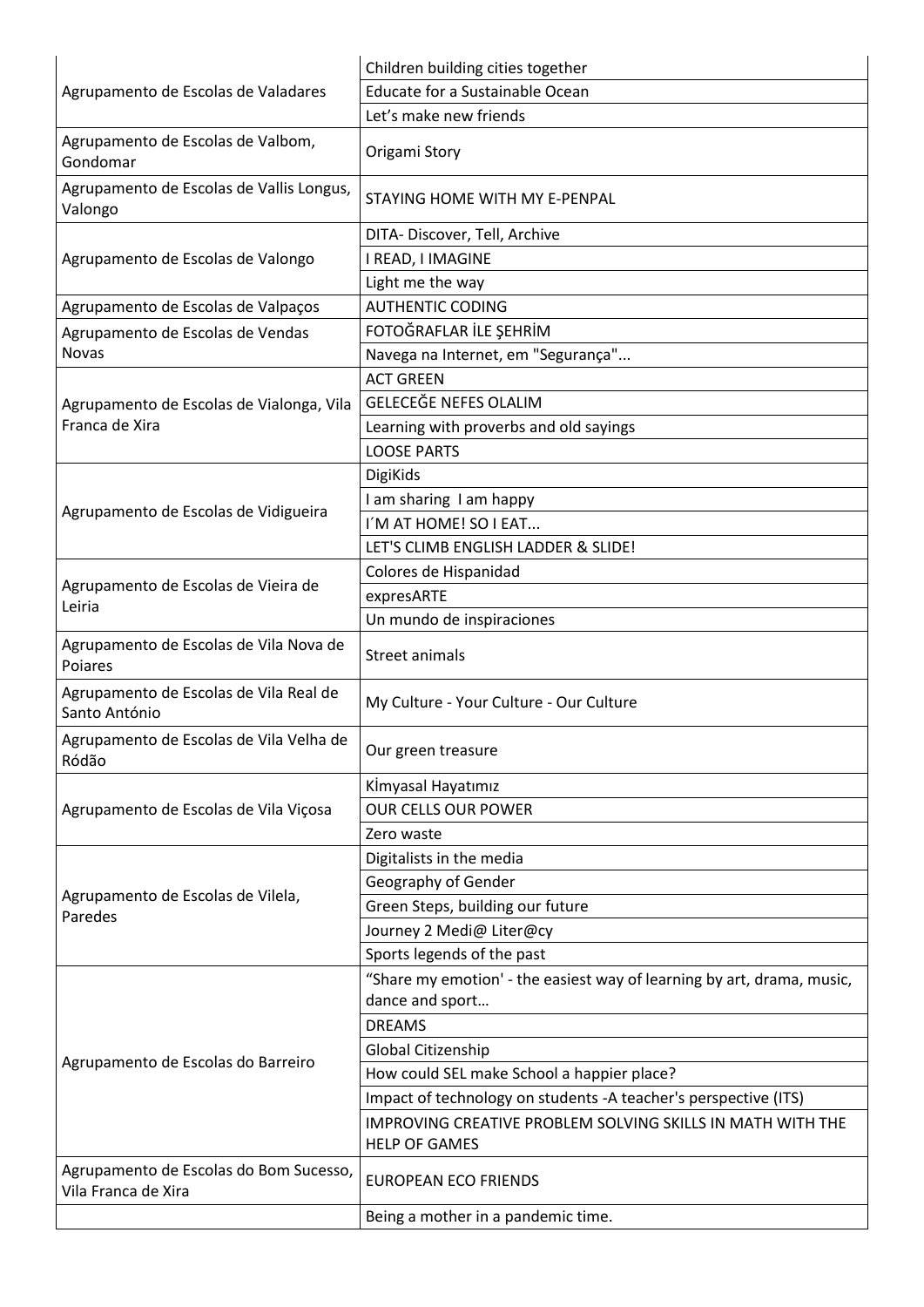| | |
|---|---|
| Agrupamento de Escolas de Valadares | Children building cities together |
| | Educate for a Sustainable Ocean |
| | Let’s make new friends |
| Agrupamento de Escolas de Valbom, Gondomar | Origami Story |
| Agrupamento de Escolas de Vallis Longus, Valongo | STAYING HOME WITH MY E-PENPAL |
| Agrupamento de Escolas de Valongo | DITA- Discover, Tell, Archive |
| | I READ, I IMAGINE |
| | Light me the way |
| Agrupamento de Escolas de Valpaços | AUTHENTIC CODING |
| Agrupamento de Escolas de Vendas Novas | FOTOĞRAFLAR İLE ŞEHRİM |
| | Navega na Internet, em "Segurança"... |
| Agrupamento de Escolas de Vialonga, Vila Franca de Xira | ACT GREEN |
| | GELECEĞE NEFES OLALIM |
| | Learning with proverbs and old sayings |
| | LOOSE PARTS |
| Agrupamento de Escolas de Vidigueira | DigiKids |
| | I am sharing  I am happy |
| | I´M AT HOME! SO I EAT... |
| | LET'S CLIMB ENGLISH LADDER & SLIDE! |
| Agrupamento de Escolas de Vieira de Leiria | Colores de Hispanidad |
| | expresARTE |
| | Un mundo de inspiraciones |
| Agrupamento de Escolas de Vila Nova de Poiares | Street animals |
| Agrupamento de Escolas de Vila Real de Santo António | My Culture - Your Culture - Our Culture |
| Agrupamento de Escolas de Vila Velha de Ródão | Our green treasure |
| Agrupamento de Escolas de Vila Viçosa | Kİmyasal Hayatımız |
| | OUR CELLS OUR POWER |
| | Zero waste |
| Agrupamento de Escolas de Vilela, Paredes | Digitalists in the media |
| | Geography of Gender |
| | Green Steps, building our future |
| | Journey 2 Medi@ Liter@cy |
| | Sports legends of the past |
| Agrupamento de Escolas do Barreiro | “Share my emotion' - the easiest way of learning by art, drama, music, dance and sport… |
| | DREAMS |
| | Global Citizenship |
| | How could SEL make School a happier place? |
| | Impact of technology on students -A teacher's perspective (ITS) |
| | IMPROVING CREATIVE PROBLEM SOLVING SKILLS IN MATH WITH THE HELP OF GAMES |
| Agrupamento de Escolas do Bom Sucesso, Vila Franca de Xira | EUROPEAN ECO FRIENDS |
| | Being a mother in a pandemic time. |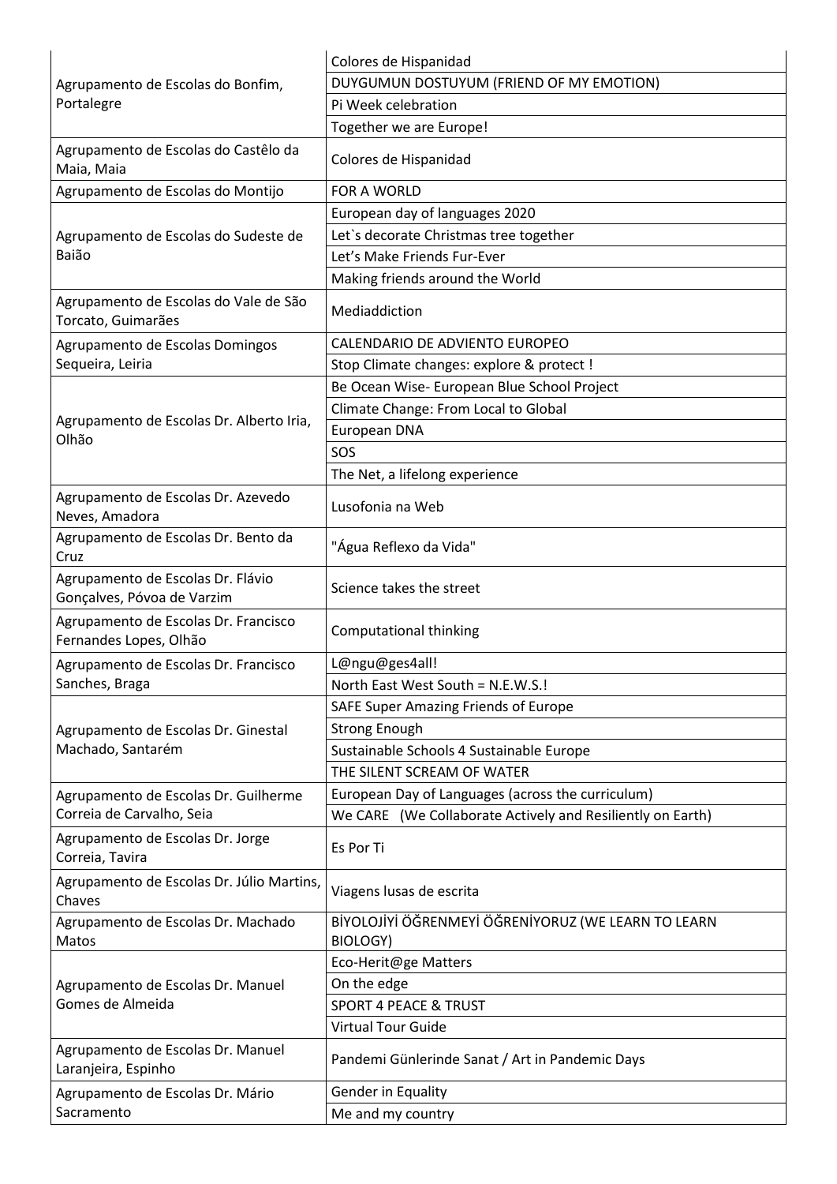| | |
|---|---|
| Agrupamento de Escolas do Bonfim, Portalegre | Colores de Hispanidad |
| | DUYGUMUN DOSTUYUM (FRIEND OF MY EMOTION) |
| | Pi Week celebration |
| | Together we are Europe! |
| Agrupamento de Escolas do Castêlo da Maia, Maia | Colores de Hispanidad |
| Agrupamento de Escolas do Montijo | FOR A WORLD |
| Agrupamento de Escolas do Sudeste de Baião | European day of languages 2020 |
| | Let`s decorate Christmas tree together |
| | Let’s Make Friends Fur-Ever |
| | Making friends around the World |
| Agrupamento de Escolas do Vale de São Torcato, Guimarães | Mediaddiction |
| Agrupamento de Escolas Domingos Sequeira, Leiria | CALENDARIO DE ADVIENTO EUROPEO |
| | Stop Climate changes: explore & protect ! |
| Agrupamento de Escolas Dr. Alberto Iria, Olhão | Be Ocean Wise- European Blue School Project |
| | Climate Change: From Local to Global |
| | European DNA |
| | SOS |
| | The Net, a lifelong experience |
| Agrupamento de Escolas Dr. Azevedo Neves, Amadora | Lusofonia na Web |
| Agrupamento de Escolas Dr. Bento da Cruz | "Água Reflexo da Vida" |
| Agrupamento de Escolas Dr. Flávio Gonçalves, Póvoa de Varzim | Science takes the street |
| Agrupamento de Escolas Dr. Francisco Fernandes Lopes, Olhão | Computational thinking |
| Agrupamento de Escolas Dr. Francisco Sanches, Braga | L@ngu@ges4all! |
| | North East West South = N.E.W.S.! |
| Agrupamento de Escolas Dr. Ginestal Machado, Santarém | SAFE Super Amazing Friends of Europe |
| | Strong Enough |
| | Sustainable Schools 4 Sustainable Europe |
| | THE SILENT SCREAM OF WATER |
| Agrupamento de Escolas Dr. Guilherme Correia de Carvalho, Seia | European Day of Languages (across the curriculum) |
| | We CARE (We Collaborate Actively and Resiliently on Earth) |
| Agrupamento de Escolas Dr. Jorge Correia, Tavira | Es Por Ti |
| Agrupamento de Escolas Dr. Júlio Martins, Chaves | Viagens lusas de escrita |
| Agrupamento de Escolas Dr. Machado Matos | BİYOLOJİYİ ÖĞRENMEYİ ÖĞRENİYORUZ (WE LEARN TO LEARN BIOLOGY) |
| Agrupamento de Escolas Dr. Manuel Gomes de Almeida | Eco-Herit@ge Matters |
| | On the edge |
| | SPORT 4 PEACE & TRUST |
| | Virtual Tour Guide |
| Agrupamento de Escolas Dr. Manuel Laranjeira, Espinho | Pandemi Günlerinde Sanat / Art in Pandemic Days |
| Agrupamento de Escolas Dr. Mário Sacramento | Gender in Equality |
| | Me and my country |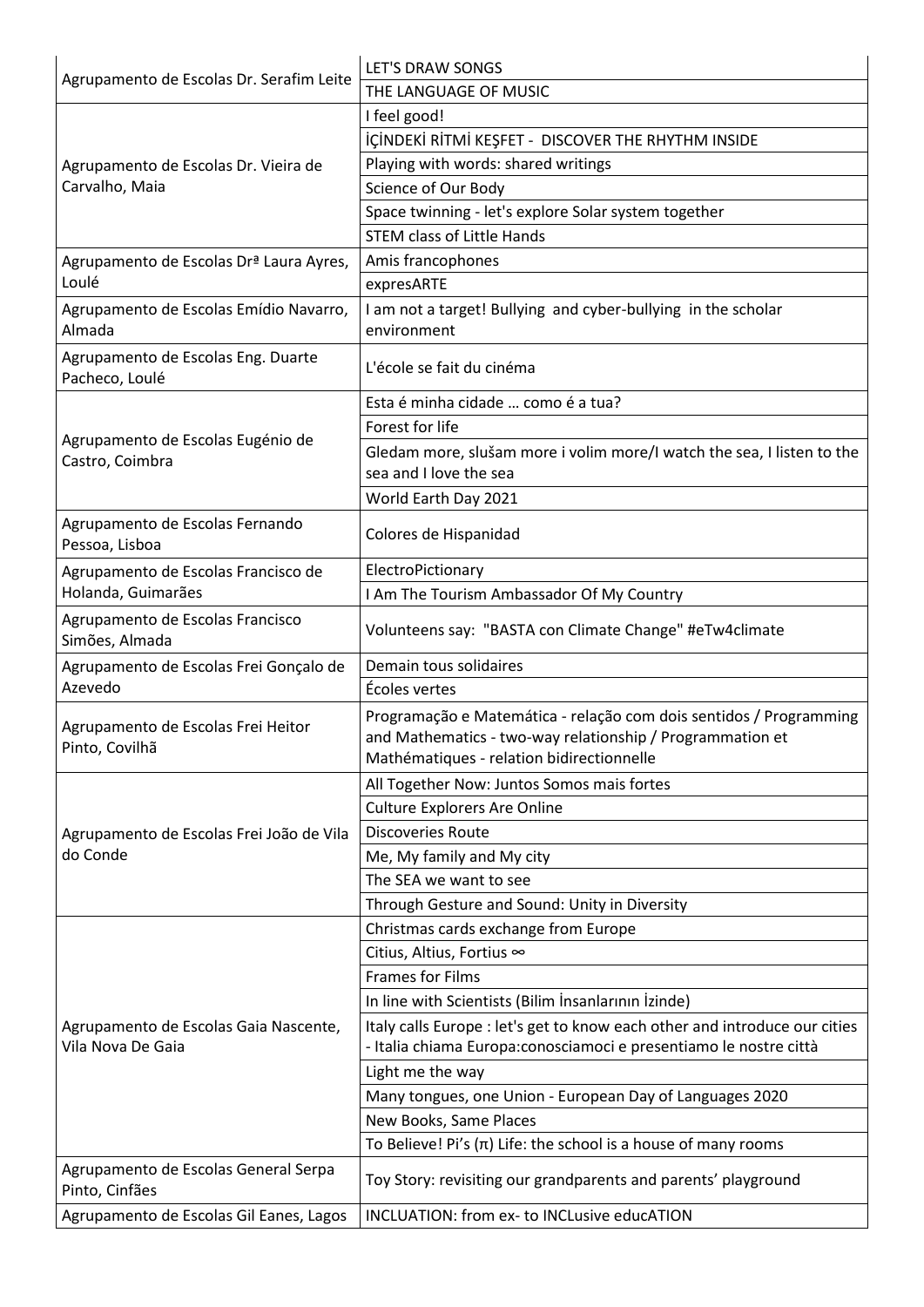| | |
|---|---|
| Agrupamento de Escolas Dr. Serafim Leite | LET'S DRAW SONGS |
| | THE LANGUAGE OF MUSIC |
| Agrupamento de Escolas Dr. Vieira de Carvalho, Maia | I feel good! |
| | İÇİNDEKİ RİTMİ KEŞFET - DISCOVER THE RHYTHM INSIDE |
| | Playing with words: shared writings |
| | Science of Our Body |
| | Space twinning - let's explore Solar system together |
| | STEM class of Little Hands |
| Agrupamento de Escolas Drª Laura Ayres, Loulé | Amis francophones |
| | expresARTE |
| Agrupamento de Escolas Emídio Navarro, Almada | I am not a target! Bullying and cyber-bullying in the scholar environment |
| Agrupamento de Escolas Eng. Duarte Pacheco, Loulé | L'école se fait du cinéma |
| Agrupamento de Escolas Eugénio de Castro, Coimbra | Esta é minha cidade … como é a tua? |
| | Forest for life |
| | Gledam more, slušam more i volim more/I watch the sea, I listen to the sea and I love the sea |
| | World Earth Day 2021 |
| Agrupamento de Escolas Fernando Pessoa, Lisboa | Colores de Hispanidad |
| Agrupamento de Escolas Francisco de Holanda, Guimarães | ElectroPictionary |
| | I Am The Tourism Ambassador Of My Country |
| Agrupamento de Escolas Francisco Simões, Almada | Volunteens say: "BASTA con Climate Change" #eTw4climate |
| Agrupamento de Escolas Frei Gonçalo de Azevedo | Demain tous solidaires |
| | Écoles vertes |
| Agrupamento de Escolas Frei Heitor Pinto, Covilhã | Programação e Matemática - relação com dois sentidos / Programming and Mathematics - two-way relationship / Programmation et Mathématiques - relation bidirectionnelle |
| Agrupamento de Escolas Frei João de Vila do Conde | All Together Now: Juntos Somos mais fortes |
| | Culture Explorers Are Online |
| | Discoveries Route |
| | Me, My family and My city |
| | The SEA we want to see |
| | Through Gesture and Sound: Unity in Diversity |
| Agrupamento de Escolas Gaia Nascente, Vila Nova De Gaia | Christmas cards exchange from Europe |
| | Citius, Altius, Fortius ∞ |
| | Frames for Films |
| | In line with Scientists (Bilim İnsanlarının İzinde) |
| | Italy calls Europe : let's get to know each other and introduce our cities - Italia chiama Europa:conosciamoci e presentiamo le nostre città |
| | Light me the way |
| | Many tongues, one Union - European Day of Languages 2020 |
| | New Books, Same Places |
| | To Believe! Pi's (π) Life: the school is a house of many rooms |
| Agrupamento de Escolas General Serpa Pinto, Cinfães | Toy Story: revisiting our grandparents and parents' playground |
| Agrupamento de Escolas Gil Eanes, Lagos | INCLUATION: from ex- to INCLusive educATION |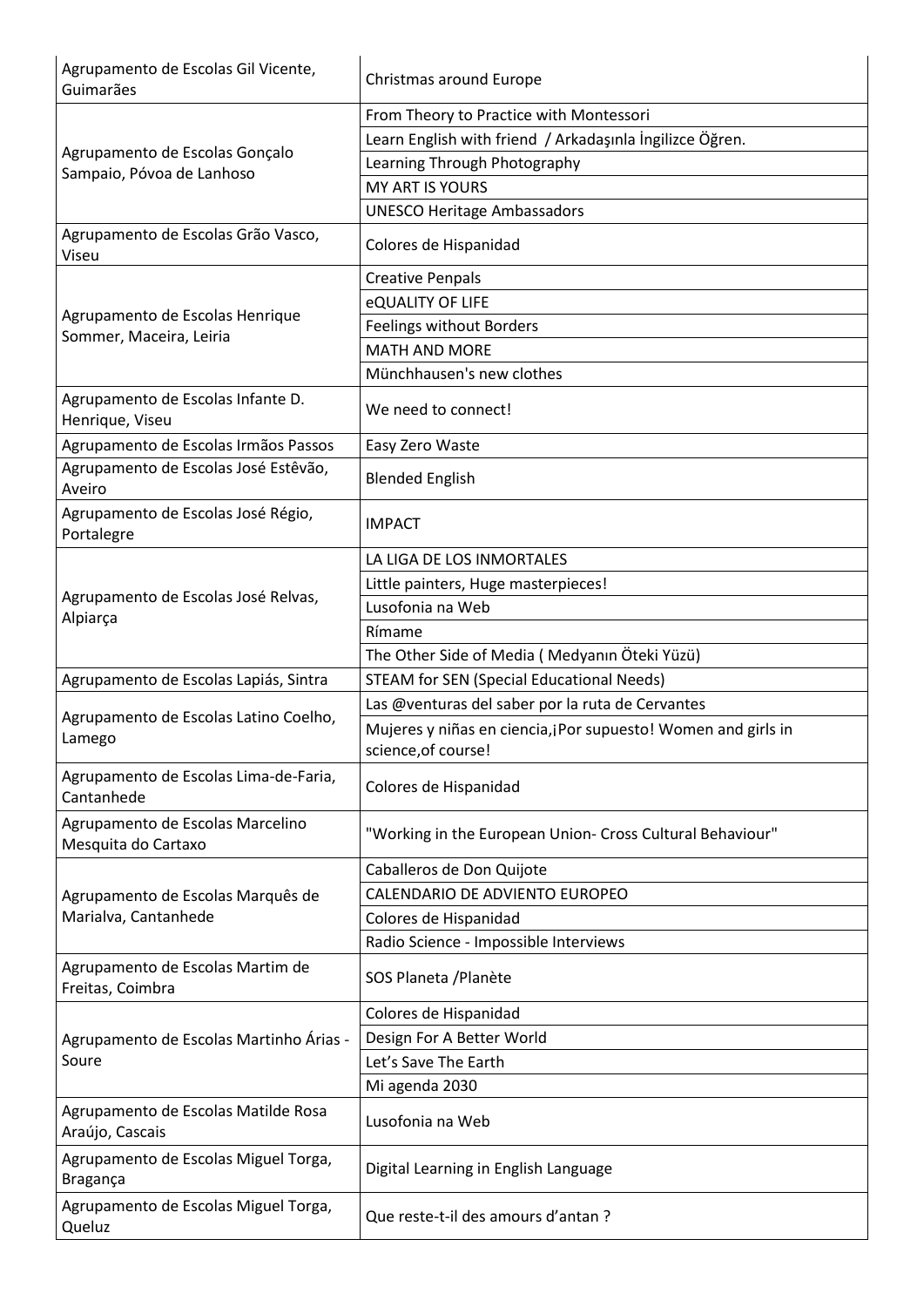| Agrupamento de Escolas Gil Vicente, Guimarães | Christmas around Europe |
|---|---|
| Agrupamento de Escolas Gonçalo Sampaio, Póvoa de Lanhoso | From Theory to Practice with Montessori |
| | Learn English with friend / Arkadaşınla İngilizce Öğren. |
| | Learning Through Photography |
| | MY ART IS YOURS |
| | UNESCO Heritage Ambassadors |
| Agrupamento de Escolas Grão Vasco, Viseu | Colores de Hispanidad |
| Agrupamento de Escolas Henrique Sommer, Maceira, Leiria | Creative Penpals |
| | eQUALITY OF LIFE |
| | Feelings without Borders |
| | MATH AND MORE |
| | Münchhausen's new clothes |
| Agrupamento de Escolas Infante D. Henrique, Viseu | We need to connect! |
| Agrupamento de Escolas Irmãos Passos | Easy Zero Waste |
| Agrupamento de Escolas José Estêvão, Aveiro | Blended English |
| Agrupamento de Escolas José Régio, Portalegre | IMPACT |
| Agrupamento de Escolas José Relvas, Alpiarça | LA LIGA DE LOS INMORTALES |
| | Little painters, Huge masterpieces! |
| | Lusofonia na Web |
| | Rímame |
| | The Other Side of Media ( Medyanın Öteki Yüzü) |
| Agrupamento de Escolas Lapiás, Sintra | STEAM for SEN (Special Educational Needs) |
| Agrupamento de Escolas Latino Coelho, Lamego | Las @venturas del saber por la ruta de Cervantes |
| | Mujeres y niñas en ciencia,¡Por supuesto! Women and girls in science,of course! |
| Agrupamento de Escolas Lima-de-Faria, Cantanhede | Colores de Hispanidad |
| Agrupamento de Escolas Marcelino Mesquita do Cartaxo | "Working in the European Union- Cross Cultural Behaviour" |
| Agrupamento de Escolas Marquês de Marialva, Cantanhede | Caballeros de Don Quijote |
| | CALENDARIO DE ADVIENTO EUROPEO |
| | Colores de Hispanidad |
| | Radio Science - Impossible Interviews |
| Agrupamento de Escolas Martim de Freitas, Coimbra | SOS Planeta /Planète |
| Agrupamento de Escolas Martinho Árias - Soure | Colores de Hispanidad |
| | Design For A Better World |
| | Let's Save The Earth |
| | Mi agenda 2030 |
| Agrupamento de Escolas Matilde Rosa Araújo, Cascais | Lusofonia na Web |
| Agrupamento de Escolas Miguel Torga, Bragança | Digital Learning in English Language |
| Agrupamento de Escolas Miguel Torga, Queluz | Que reste-t-il des amours d'antan ? |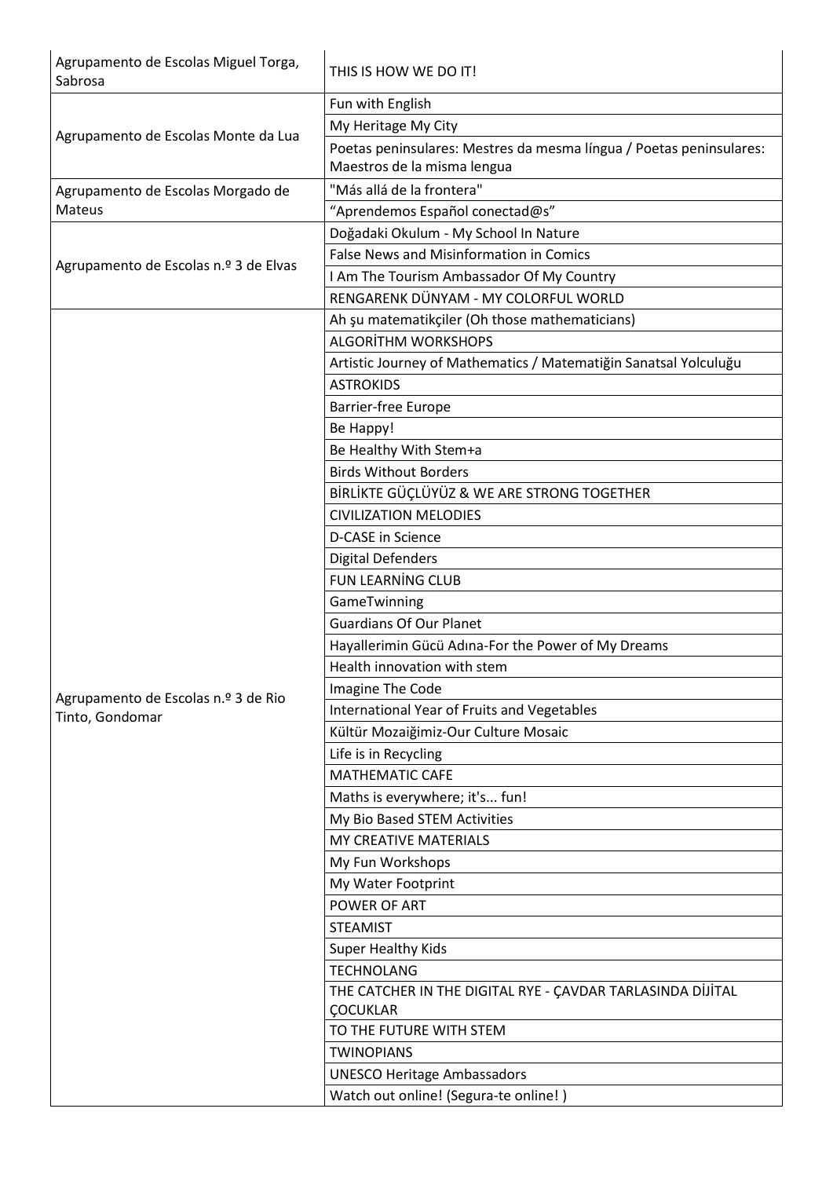| | |
|---|---|
| Agrupamento de Escolas Miguel Torga, Sabrosa | THIS IS HOW WE DO IT! |
| Agrupamento de Escolas Monte da Lua | Fun with English |
| | My Heritage My City |
| | Poetas peninsulares: Mestres da mesma língua / Poetas peninsulares: Maestros de la misma lengua |
| Agrupamento de Escolas Morgado de Mateus | "Más allá de la frontera" |
| | “Aprendemos Español conectad@s” |
| Agrupamento de Escolas n.º 3 de Elvas | Doğadaki Okulum - My School In Nature |
| | False News and Misinformation in Comics |
| | I Am The Tourism Ambassador Of My Country |
| | RENGARENK DÜNYAM - MY COLORFUL WORLD |
| Agrupamento de Escolas n.º 3 de Rio Tinto, Gondomar | Ah şu matematikçiler (Oh those mathematicians) |
| | ALGORİTHM WORKSHOPS |
| | Artistic Journey of Mathematics / Matematiğin Sanatsal Yolculuğu |
| | ASTROKIDS |
| | Barrier-free Europe |
| | Be Happy! |
| | Be Healthy With Stem+a |
| | Birds Without Borders |
| | BİRLİKTE GÜÇLÜYÜZ & WE ARE STRONG TOGETHER |
| | CIVILIZATION MELODIES |
| | D-CASE in Science |
| | Digital Defenders |
| | FUN LEARNİNG CLUB |
| | GameTwinning |
| | Guardians Of Our Planet |
| | Hayallerimin Gücü Adına-For the Power of My Dreams |
| | Health innovation with stem |
| | Imagine The Code |
| | International Year of Fruits and Vegetables |
| | Kültür Mozaiğimiz-Our Culture Mosaic |
| | Life is in Recycling |
| | MATHEMATIC CAFE |
| | Maths is everywhere; it's... fun! |
| | My Bio Based STEM Activities |
| | MY CREATIVE MATERIALS |
| | My Fun Workshops |
| | My Water Footprint |
| | POWER OF ART |
| | STEAMIST |
| | Super Healthy Kids |
| | TECHNOLANG |
| | THE CATCHER IN THE DIGITAL RYE - ÇAVDAR TARLASINDA DİJİTAL ÇOCUKLAR |
| | TO THE FUTURE WITH STEM |
| | TWINOPIANS |
| | UNESCO Heritage Ambassadors |
| | Watch out online! (Segura-te online! ) |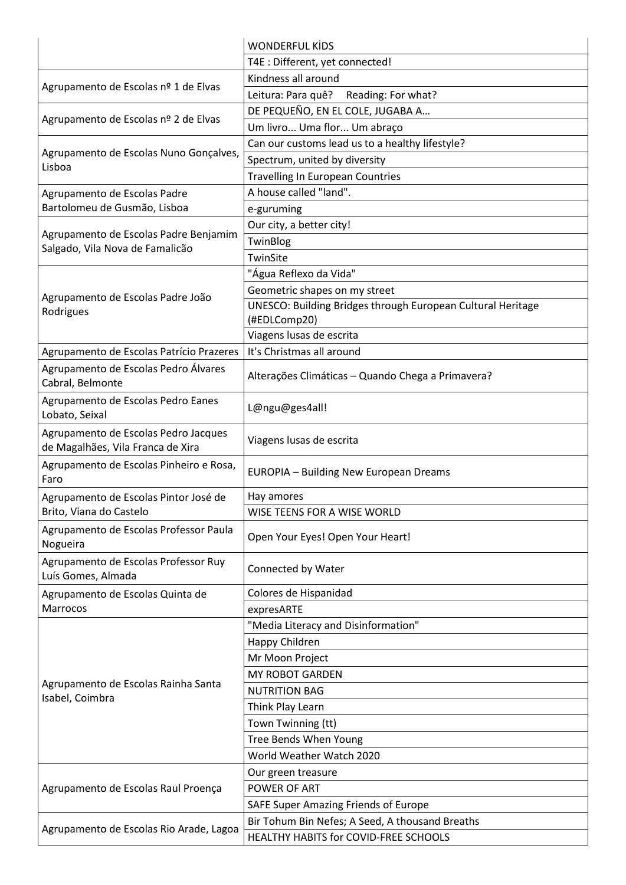| | |
|---|---|
| | WONDERFUL KİDS |
| | T4E : Different, yet connected! |
| Agrupamento de Escolas nº 1 de Elvas | Kindness all around |
| | Leitura: Para quê?    Reading: For what? |
| Agrupamento de Escolas nº 2 de Elvas | DE PEQUEÑO, EN EL COLE, JUGABA A… |
| | Um livro... Uma flor... Um abraço |
| Agrupamento de Escolas Nuno Gonçalves, Lisboa | Can our customs lead us to a healthy lifestyle? |
| | Spectrum, united by diversity |
| | Travelling In European Countries |
| Agrupamento de Escolas Padre Bartolomeu de Gusmão, Lisboa | A house called "land". |
| | e-guruming |
| Agrupamento de Escolas Padre Benjamim Salgado, Vila Nova de Famalicão | Our city, a better city! |
| | TwinBlog |
| | TwinSite |
| Agrupamento de Escolas Padre João Rodrigues | "Água Reflexo da Vida" |
| | Geometric shapes on my street |
| | UNESCO: Building Bridges through European Cultural Heritage (#EDLComp20) |
| | Viagens lusas de escrita |
| Agrupamento de Escolas Patrício Prazeres | It's Christmas all around |
| Agrupamento de Escolas Pedro Álvares Cabral, Belmonte | Alterações Climáticas – Quando Chega a Primavera? |
| Agrupamento de Escolas Pedro Eanes Lobato, Seixal | L@ngu@ges4all! |
| Agrupamento de Escolas Pedro Jacques de Magalhães, Vila Franca de Xira | Viagens lusas de escrita |
| Agrupamento de Escolas Pinheiro e Rosa, Faro | EUROPIA – Building New European Dreams |
| Agrupamento de Escolas Pintor José de Brito, Viana do Castelo | Hay amores |
| | WISE TEENS FOR A WISE WORLD |
| Agrupamento de Escolas Professor Paula Nogueira | Open Your Eyes! Open Your Heart! |
| Agrupamento de Escolas Professor Ruy Luís Gomes, Almada | Connected by Water |
| Agrupamento de Escolas Quinta de Marrocos | Colores de Hispanidad |
| | expresARTE |
| Agrupamento de Escolas Rainha Santa Isabel, Coimbra | "Media Literacy and Disinformation" |
| | Happy Children |
| | Mr Moon Project |
| | MY ROBOT GARDEN |
| | NUTRITION BAG |
| | Think Play Learn |
| | Town Twinning (tt) |
| | Tree Bends When Young |
| | World Weather Watch 2020 |
| Agrupamento de Escolas Raul Proença | Our green treasure |
| | POWER OF ART |
| | SAFE Super Amazing Friends of Europe |
| Agrupamento de Escolas Rio Arade, Lagoa | Bir Tohum Bin Nefes; A Seed, A thousand Breaths |
| | HEALTHY HABITS for COVID-FREE SCHOOLS |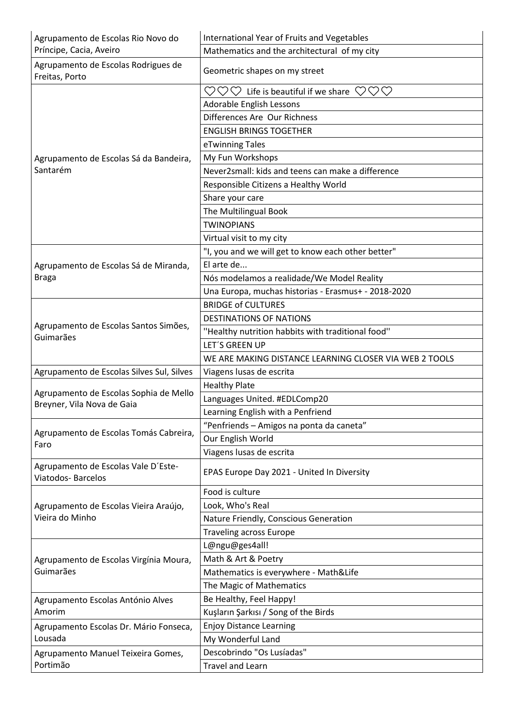| | |
|---|---|
| Agrupamento de Escolas Rio Novo do Príncipe, Cacia, Aveiro | International Year of Fruits and Vegetables |
| | Mathematics and the architectural of my city |
| Agrupamento de Escolas Rodrigues de Freitas, Porto | Geometric shapes on my street |
| Agrupamento de Escolas Sá da Bandeira, Santarém | ♡♡♡ Life is beautiful if we share ♡♡♡ |
| | Adorable English Lessons |
| | Differences Are Our Richness |
| | ENGLISH BRINGS TOGETHER |
| | eTwinning Tales |
| | My Fun Workshops |
| | Never2small: kids and teens can make a difference |
| | Responsible Citizens a Healthy World |
| | Share your care |
| | The Multilingual Book |
| | TWINOPIANS |
| | Virtual visit to my city |
| Agrupamento de Escolas Sá de Miranda, Braga | "I, you and we will get to know each other better" |
| | El arte de... |
| | Nós modelamos a realidade/We Model Reality |
| | Una Europa, muchas historias - Erasmus+ - 2018-2020 |
| Agrupamento de Escolas Santos Simões, Guimarães | BRIDGE of CULTURES |
| | DESTINATIONS OF NATIONS |
| | ''Healthy nutrition habbits with traditional food'' |
| | LET´S GREEN UP |
| | WE ARE MAKING DISTANCE LEARNING CLOSER VIA WEB 2 TOOLS |
| Agrupamento de Escolas Silves Sul, Silves | Viagens lusas de escrita |
| Agrupamento de Escolas Sophia de Mello Breyner, Vila Nova de Gaia | Healthy Plate |
| | Languages United. #EDLComp20 |
| | Learning English with a Penfriend |
| Agrupamento de Escolas Tomás Cabreira, Faro | "Penfriends – Amigos na ponta da caneta" |
| | Our English World |
| | Viagens lusas de escrita |
| Agrupamento de Escolas Vale D´Este-Viatodos- Barcelos | EPAS Europe Day 2021 - United In Diversity |
| Agrupamento de Escolas Vieira Araújo, Vieira do Minho | Food is culture |
| | Look, Who's Real |
| | Nature Friendly, Conscious Generation |
| | Traveling across Europe |
| Agrupamento de Escolas Virgínia Moura, Guimarães | L@ngu@ges4all! |
| | Math & Art & Poetry |
| | Mathematics is everywhere - Math&Life |
| | The Magic of Mathematics |
| Agrupamento Escolas António Alves Amorim | Be Healthy, Feel Happy! |
| | Kuşların Şarkısı / Song of the Birds |
| Agrupamento Escolas Dr. Mário Fonseca, Lousada | Enjoy Distance Learning |
| | My Wonderful Land |
| Agrupamento Manuel Teixeira Gomes, Portimão | Descobrindo "Os Lusíadas" |
| | Travel and Learn |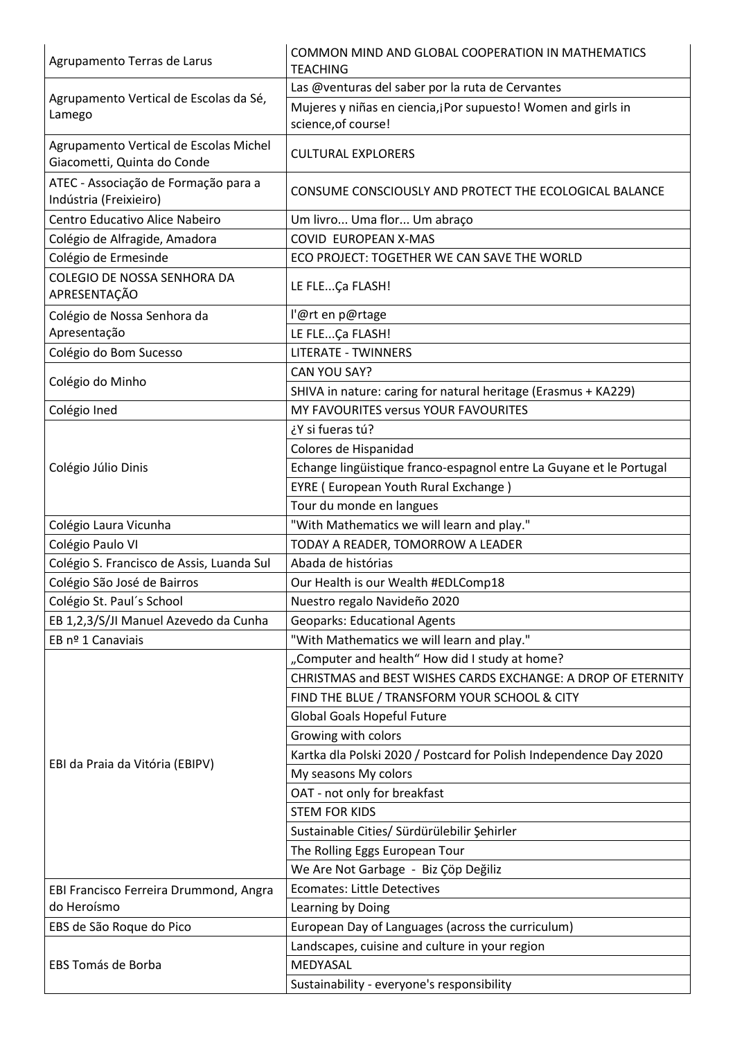| | |
|---|---|
| Agrupamento Terras de Larus | COMMON MIND AND GLOBAL COOPERATION IN MATHEMATICS TEACHING |
| Agrupamento Vertical de Escolas da Sé, Lamego | Las @venturas del saber por la ruta de Cervantes |
| | Mujeres y niñas en ciencia,¡Por supuesto! Women and girls in science,of course! |
| Agrupamento Vertical de Escolas Michel Giacometti, Quinta do Conde | CULTURAL EXPLORERS |
| ATEC - Associação de Formação para a Indústria (Freixieiro) | CONSUME CONSCIOUSLY AND PROTECT THE ECOLOGICAL BALANCE |
| Centro Educativo Alice Nabeiro | Um livro... Uma flor... Um abraço |
| Colégio de Alfragide, Amadora | COVID EUROPEAN X-MAS |
| Colégio de Ermesinde | ECO PROJECT: TOGETHER WE CAN SAVE THE WORLD |
| COLEGIO DE NOSSA SENHORA DA APRESENTAÇÃO | LE FLE...Ça FLASH! |
| Colégio de Nossa Senhora da Apresentação | l'@rt en p@rtage |
| | LE FLE...Ça FLASH! |
| Colégio do Bom Sucesso | LITERATE - TWINNERS |
| Colégio do Minho | CAN YOU SAY? |
| | SHIVA in nature: caring for natural heritage (Erasmus + KA229) |
| Colégio Ined | MY FAVOURITES versus YOUR FAVOURITES |
| Colégio Júlio Dinis | ¿Y si fueras tú? |
| | Colores de Hispanidad |
| | Echange lingüistique franco-espagnol entre La Guyane et le Portugal |
| | EYRE ( European Youth Rural Exchange ) |
| | Tour du monde en langues |
| Colégio Laura Vicunha | "With Mathematics we will learn and play." |
| Colégio Paulo VI | TODAY A READER, TOMORROW A LEADER |
| Colégio S. Francisco de Assis, Luanda Sul | Abada de histórias |
| Colégio São José de Bairros | Our Health is our Wealth #EDLComp18 |
| Colégio St. Paul´s School | Nuestro regalo Navideño 2020 |
| EB 1,2,3/S/JI Manuel Azevedo da Cunha | Geoparks: Educational Agents |
| EB nº 1 Canaviais | "With Mathematics we will learn and play." |
| EBI da Praia da Vitória (EBIPV) | „Computer and health“ How did I study at home? |
| | CHRISTMAS and BEST WISHES CARDS EXCHANGE: A DROP OF ETERNITY |
| | FIND THE BLUE / TRANSFORM YOUR SCHOOL & CITY |
| | Global Goals Hopeful Future |
| | Growing with colors |
| | Kartka dla Polski 2020 / Postcard for Polish Independence Day 2020 |
| | My seasons My colors |
| | OAT - not only for breakfast |
| | STEM FOR KIDS |
| | Sustainable Cities/ Sürdürülebilir Şehirler |
| | The Rolling Eggs European Tour |
| | We Are Not Garbage - Biz Çöp Değiliz |
| EBI Francisco Ferreira Drummond, Angra do Heroísmo | Ecomates: Little Detectives |
| | Learning by Doing |
| EBS de São Roque do Pico | European Day of Languages (across the curriculum) |
| EBS Tomás de Borba | Landscapes, cuisine and culture in your region |
| | MEDYASAL |
| | Sustainability - everyone's responsibility |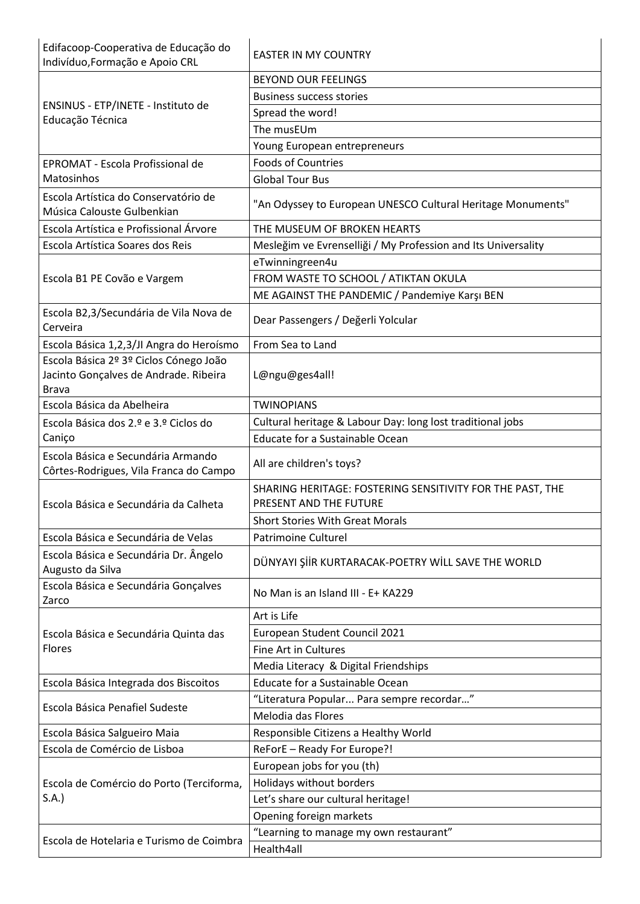| | |
|---|---|
| Edifacoop-Cooperativa de Educação do Indivíduo,Formação e Apoio CRL | EASTER IN MY COUNTRY |
| ENSINUS - ETP/INETE - Instituto de Educação Técnica | BEYOND OUR FEELINGS |
| | Business success stories |
| | Spread the word! |
| | The musEUm |
| | Young European entrepreneurs |
| EPROMAT - Escola Profissional de Matosinhos | Foods of Countries |
| | Global Tour Bus |
| Escola Artística do Conservatório de Música Calouste Gulbenkian | "An Odyssey to European UNESCO Cultural Heritage Monuments" |
| Escola Artística e Profissional Árvore | THE MUSEUM OF BROKEN HEARTS |
| Escola Artística Soares dos Reis | Mesleğim ve Evrenselliği / My Profession and Its Universality |
| Escola B1 PE Covão e Vargem | eTwinningreen4u |
| | FROM WASTE TO SCHOOL / ATIKTAN OKULA |
| | ME AGAINST THE PANDEMIC / Pandemiye Karşı BEN |
| Escola B2,3/Secundária de Vila Nova de Cerveira | Dear Passengers / Değerli Yolcular |
| Escola Básica 1,2,3/JI Angra do Heroísmo | From Sea to Land |
| Escola Básica 2º 3º Ciclos Cónego João Jacinto Gonçalves de Andrade. Ribeira Brava | L@ngu@ges4all! |
| Escola Básica da Abelheira | TWINOPIANS |
| Escola Básica dos 2.º e 3.º Ciclos do Caniço | Cultural heritage & Labour Day: long lost traditional jobs |
| | Educate for a Sustainable Ocean |
| Escola Básica e Secundária Armando Côrtes-Rodrigues, Vila Franca do Campo | All are children's toys? |
| Escola Básica e Secundária da Calheta | SHARING HERITAGE: FOSTERING SENSITIVITY FOR THE PAST, THE PRESENT AND THE FUTURE |
| | Short Stories With Great Morals |
| Escola Básica e Secundária de Velas | Patrimoine Culturel |
| Escola Básica e Secundária Dr. Ângelo Augusto da Silva | DÜNYAYI ŞİİR KURTARACAK-POETRY WİLL SAVE THE WORLD |
| Escola Básica e Secundária Gonçalves Zarco | No Man is an Island III - E+ KA229 |
| Escola Básica e Secundária Quinta das Flores | Art is Life |
| | European Student Council 2021 |
| | Fine Art in Cultures |
| | Media Literacy & Digital Friendships |
| Escola Básica Integrada dos Biscoitos | Educate for a Sustainable Ocean |
| Escola Básica Penafiel Sudeste | "Literatura Popular... Para sempre recordar…" |
| | Melodia das Flores |
| Escola Básica Salgueiro Maia | Responsible Citizens a Healthy World |
| Escola de Comércio de Lisboa | ReForE – Ready For Europe?! |
| Escola de Comércio do Porto (Terciforma, S.A.) | European jobs for you (th) |
| | Holidays without borders |
| | Let's share our cultural heritage! |
| | Opening foreign markets |
| Escola de Hotelaria e Turismo de Coimbra | "Learning to manage my own restaurant" |
| | Health4all |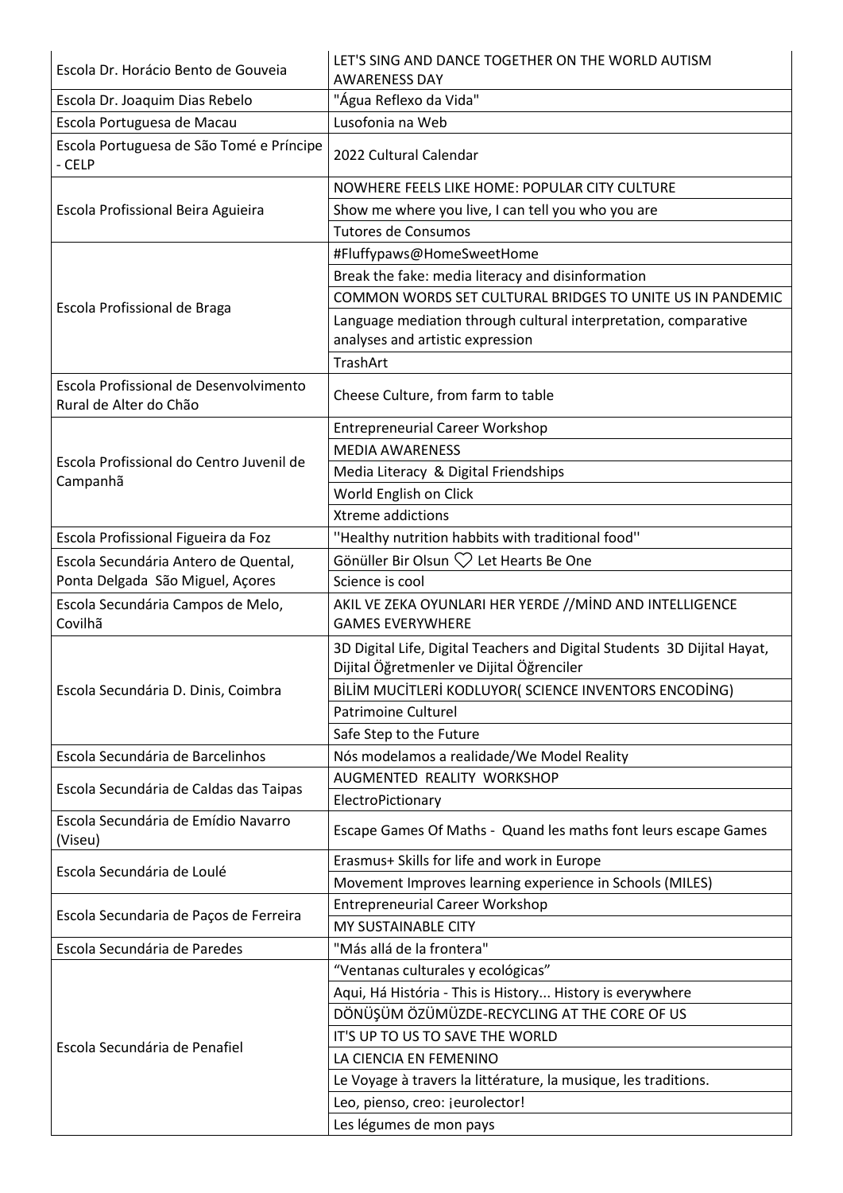| | |
|---|---|
| Escola Dr. Horácio Bento de Gouveia | LET'S SING AND DANCE TOGETHER ON THE WORLD AUTISM AWARENESS DAY |
| Escola Dr. Joaquim Dias Rebelo | "Água Reflexo da Vida" |
| Escola Portuguesa de Macau | Lusofonia na Web |
| Escola Portuguesa de São Tomé e Príncipe - CELP | 2022 Cultural Calendar |
| Escola Profissional Beira Aguieira | NOWHERE FEELS LIKE HOME: POPULAR CITY CULTURE |
| | Show me where you live, I can tell you who you are |
| | Tutores de Consumos |
| Escola Profissional de Braga | #Fluffypaws@HomeSweetHome |
| | Break the fake: media literacy and disinformation |
| | COMMON WORDS SET CULTURAL BRIDGES TO UNITE US IN PANDEMIC |
| | Language mediation through cultural interpretation, comparative analyses and artistic expression |
| | TrashArt |
| Escola Profissional de Desenvolvimento Rural de Alter do Chão | Cheese Culture, from farm to table |
| Escola Profissional do Centro Juvenil de Campanhã | Entrepreneurial Career Workshop |
| | MEDIA AWARENESS |
| | Media Literacy & Digital Friendships |
| | World English on Click |
| | Xtreme addictions |
| Escola Profissional Figueira da Foz | ''Healthy nutrition habbits with traditional food'' |
| Escola Secundária Antero de Quental, Ponta Delgada São Miguel, Açores | Gönüller Bir Olsun ♡ Let Hearts Be One |
| | Science is cool |
| Escola Secundária Campos de Melo, Covilhã | AKIL VE ZEKA OYUNLARI HER YERDE //MİND AND INTELLIGENCE GAMES EVERYWHERE |
| Escola Secundária D. Dinis, Coimbra | 3D Digital Life, Digital Teachers and Digital Students 3D Dijital Hayat, Dijital Öğretmenler ve Dijital Öğrenciler |
| | BİLİM MUCİTLERİ KODLUYOR( SCIENCE INVENTORS ENCODİNG) |
| | Patrimoine Culturel |
| | Safe Step to the Future |
| Escola Secundária de Barcelinhos | Nós modelamos a realidade/We Model Reality |
| Escola Secundária de Caldas das Taipas | AUGMENTED REALITY WORKSHOP |
| | ElectroPictionary |
| Escola Secundária de Emídio Navarro (Viseu) | Escape Games Of Maths - Quand les maths font leurs escape Games |
| Escola Secundária de Loulé | Erasmus+ Skills for life and work in Europe |
| | Movement Improves learning experience in Schools (MILES) |
| Escola Secundaria de Paços de Ferreira | Entrepreneurial Career Workshop |
| | MY SUSTAINABLE CITY |
| Escola Secundária de Paredes | "Más allá de la frontera" |
| Escola Secundária de Penafiel | "Ventanas culturales y ecológicas" |
| | Aqui, Há História - This is History... History is everywhere |
| | DÖNÜŞÜM ÖZÜMÜZDE-RECYCLING AT THE CORE OF US |
| | IT'S UP TO US TO SAVE THE WORLD |
| | LA CIENCIA EN FEMENINO |
| | Le Voyage à travers la littérature, la musique, les traditions. |
| | Leo, pienso, creo: ¡eurolector! |
| | Les légumes de mon pays |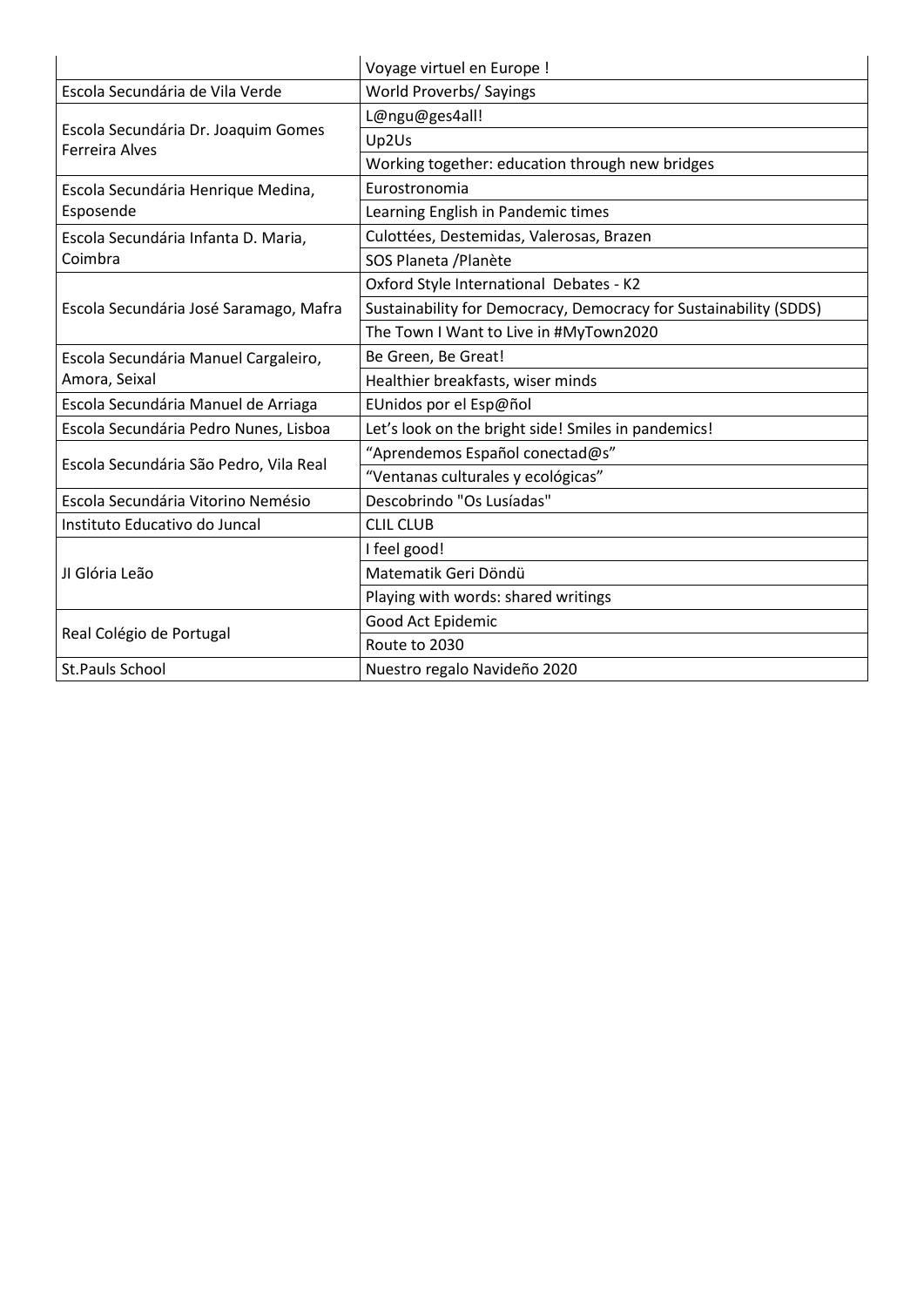| | |
|---|---|
| | Voyage virtuel en Europe ! |
| Escola Secundária de Vila Verde | World Proverbs/ Sayings |
| Escola Secundária Dr. Joaquim Gomes Ferreira Alves | L@ngu@ges4all! |
| | Up2Us |
| | Working together: education through new bridges |
| Escola Secundária Henrique Medina, Esposende | Eurostronomia |
| | Learning English in Pandemic times |
| Escola Secundária Infanta D. Maria, Coimbra | Culottées, Destemidas, Valerosas, Brazen |
| | SOS Planeta /Planète |
| Escola Secundária José Saramago, Mafra | Oxford Style International Debates - K2 |
| | Sustainability for Democracy, Democracy for Sustainability (SDDS) |
| | The Town I Want to Live in #MyTown2020 |
| Escola Secundária Manuel Cargaleiro, Amora, Seixal | Be Green, Be Great! |
| | Healthier breakfasts, wiser minds |
| Escola Secundária Manuel de Arriaga | EUnidos por el Esp@ñol |
| Escola Secundária Pedro Nunes, Lisboa | Let's look on the bright side! Smiles in pandemics! |
| Escola Secundária São Pedro, Vila Real | "Aprendemos Español conectad@s" |
| | "Ventanas culturales y ecológicas" |
| Escola Secundária Vitorino Nemésio | Descobrindo "Os Lusíadas" |
| Instituto Educativo do Juncal | CLIL CLUB |
| JI Glória Leão | I feel good! |
| | Matematik Geri Döndü |
| | Playing with words: shared writings |
| Real Colégio de Portugal | Good Act Epidemic |
| | Route to 2030 |
| St.Pauls School | Nuestro regalo Navideño 2020 |